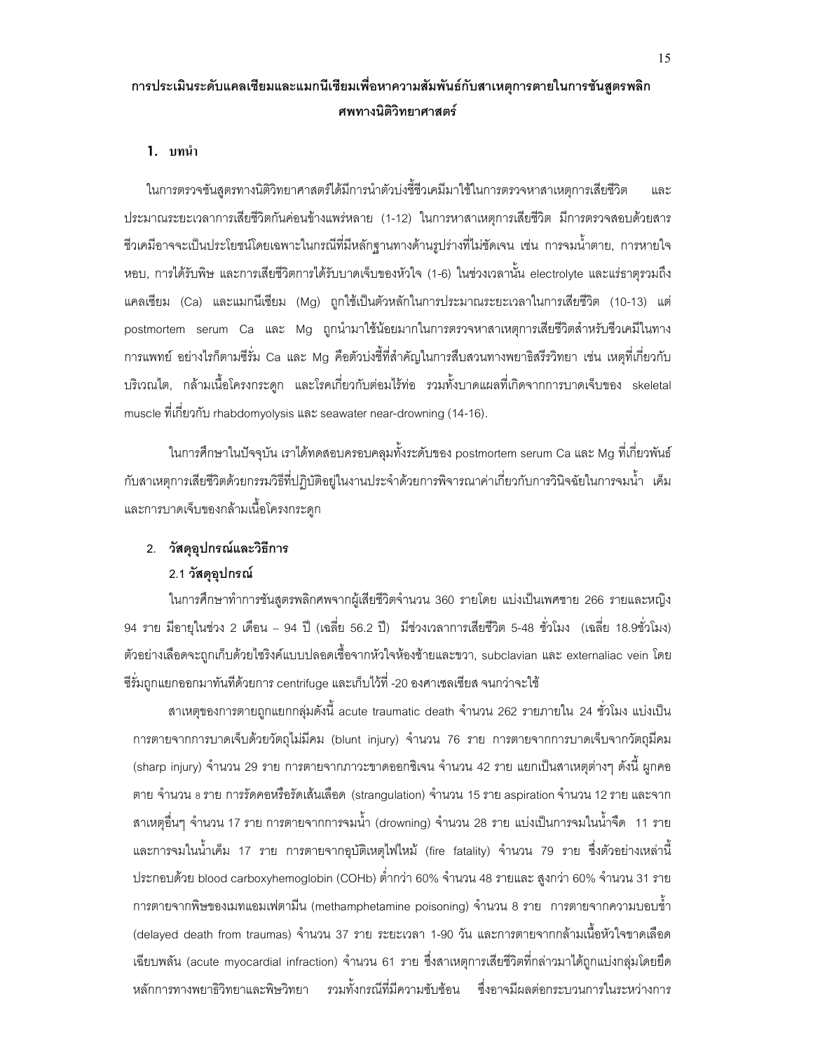# การประเมินระดับแคลเซียมและแมกนีเซียมเพื่อหาความสัมพันธ์กับสาเหตุการตายในการชันสูตรพลิกศพทางนิติวิทยาศาสตร์

## 1. บทนำ

ในการตรวจชันสูตรทางนิติวิทยาศาสตร์ได้มีการนำตัวบ่งชี้ชีวเคมีมาใช้ในการตรวจหาสาเหตุการเสียชีวิต และประมาณระยะเวลาการเสียชีวิตกันค่อนข้างแพร่หลาย (1-12) ในการหาสาเหตุการเสียชีวิต มีการตรวจสอบด้วยสารชีวเคมีอาจจะเป็นประโยชน์โดยเฉพาะในกรณีที่มีหลักฐานทางด้านรูปร่างที่ไม่ชัดเจน เช่น การจมน้ำตาย, การหายใจหอบ, การได้รับพิษ และการเสียชีวิตการได้รับบาดเจ็บของหัวใจ (1-6) ในช่วงเวลานั้น electrolyte และแร่ธาตุรวมถึงแคลเซียม (Ca) และแมกนีเซียม (Mg) ถูกใช้เป็นตัวหลักในการประมาณระยะเวลาในการเสียชีวิต (10-13) แต่ postmortem serum Ca และ Mg ถูกนำมาใช้น้อยมากในการตรวจหาสาเหตุการเสียชีวิตสำหรับชีวเคมีในทางการแพทย์ อย่างไรก็ตามซีรั่ม Ca และ Mg คือตัวบ่งชี้ที่สำคัญในการสืบสวนทางพยาธิสรีรวิทยา เช่น เหตุที่เกี่ยวกับบริเวณไต, กล้ามเนื้อโครงกระดูก และโรคเกี่ยวกับต่อมไร้ท่อ รวมทั้งบาดแผลที่เกิดจากการบาดเจ็บของ skeletal muscle ที่เกี่ยวกับ rhabdomyolysis และ seawater near-drowning (14-16).

ในการศึกษาในปัจจุบัน เราได้ทดสอบครอบคลุมทั้งระดับของ postmortem serum Ca และ Mg ที่เกี่ยวพันธ์กับสาเหตุการเสียชีวิตด้วยกรรมวิธีที่ปฏิบัติอยู่ในงานประจำด้วยการพิจารณาค่าเกี่ยวกับการวินิจฉัยในการจมน้ำ เค็ม และการบาดเจ็บของกล้ามเนื้อโครงกระดูก

## 2. วัสดุอุปกรณ์และวิธีการ

### 2.1 วัสดุอุปกรณ์

ในการศึกษาทำการชันสูตรพลิกศพจากผู้เสียชีวิตจำนวน 360 รายโดย แบ่งเป็นเพศชาย 266 รายและหญิง 94 ราย มีอายุในช่วง 2 เดือน – 94 ปี (เฉลี่ย 56.2 ปี) มีช่วงเวลาการเสียชีวิต 5-48 ชั่วโมง (เฉลี่ย 18.9ชั่วโมง) ตัวอย่างเลือดจะถูกเก็บด้วยไซริงค์แบบปลอดเชื้อจากหัวใจห้องซ้ายและขวา, subclavian และ externaliac vein โดยซีรั่มถูกแยกออกมาทันทีด้วยการ centrifuge และเก็บไว้ที่ -20 องศาเซลเซียส จนกว่าจะใช้

สาเหตุของการตายถูกแยกกลุ่มดังนี้ acute traumatic death จำนวน 262 รายภายใน 24 ชั่วโมง แบ่งเป็นการตายจากการบาดเจ็บด้วยวัตถุไม่มีคม (blunt injury) จำนวน 76 ราย การตายจากการบาดเจ็บจากวัตถุมีคม (sharp injury) จำนวน 29 ราย การตายจากภาวะขาดออกซิเจน จำนวน 42 ราย แยกเป็นสาเหตุต่างๆ ดังนี้ ผูกคอตาย จำนวน 8 ราย การรัดคอหรือรัดเส้นเลือด (strangulation) จำนวน 15 ราย aspiration จำนวน 12 ราย และจากสาเหตุอื่นๆ จำนวน 17 ราย การตายจากการจมน้ำ (drowning) จำนวน 28 ราย แบ่งเป็นการจมในน้ำจืด 11 ราย และการจมในน้ำเค็ม 17 ราย การตายจากอุบัติเหตุไฟไหม้ (fire fatality) จำนวน 79 ราย ซึ่งตัวอย่างเหล่านี้ประกอบด้วย blood carboxyhemoglobin (COHb) ต่ำกว่า 60% จำนวน 48 รายและ สูงกว่า 60% จำนวน 31 ราย การตายจากพิษของเมทแอมเฟตามีน (methamphetamine poisoning) จำนวน 8 ราย การตายจากความบอบช้ำ (delayed death from traumas) จำนวน 37 ราย ระยะเวลา 1-90 วัน และการตายจากกล้ามเนื้อหัวใจขาดเลือดเฉียบพลัน (acute myocardial infraction) จำนวน 61 ราย ซึ่งสาเหตุการเสียชีวิตที่กล่าวมาได้ถูกแบ่งกลุ่มโดยยึดหลักการทางพยาธิวิทยาและพิษวิทยา รวมทั้งกรณีที่มีความซับซ้อน ซึ่งอาจมีผลต่อกระบวนการในระหว่างการ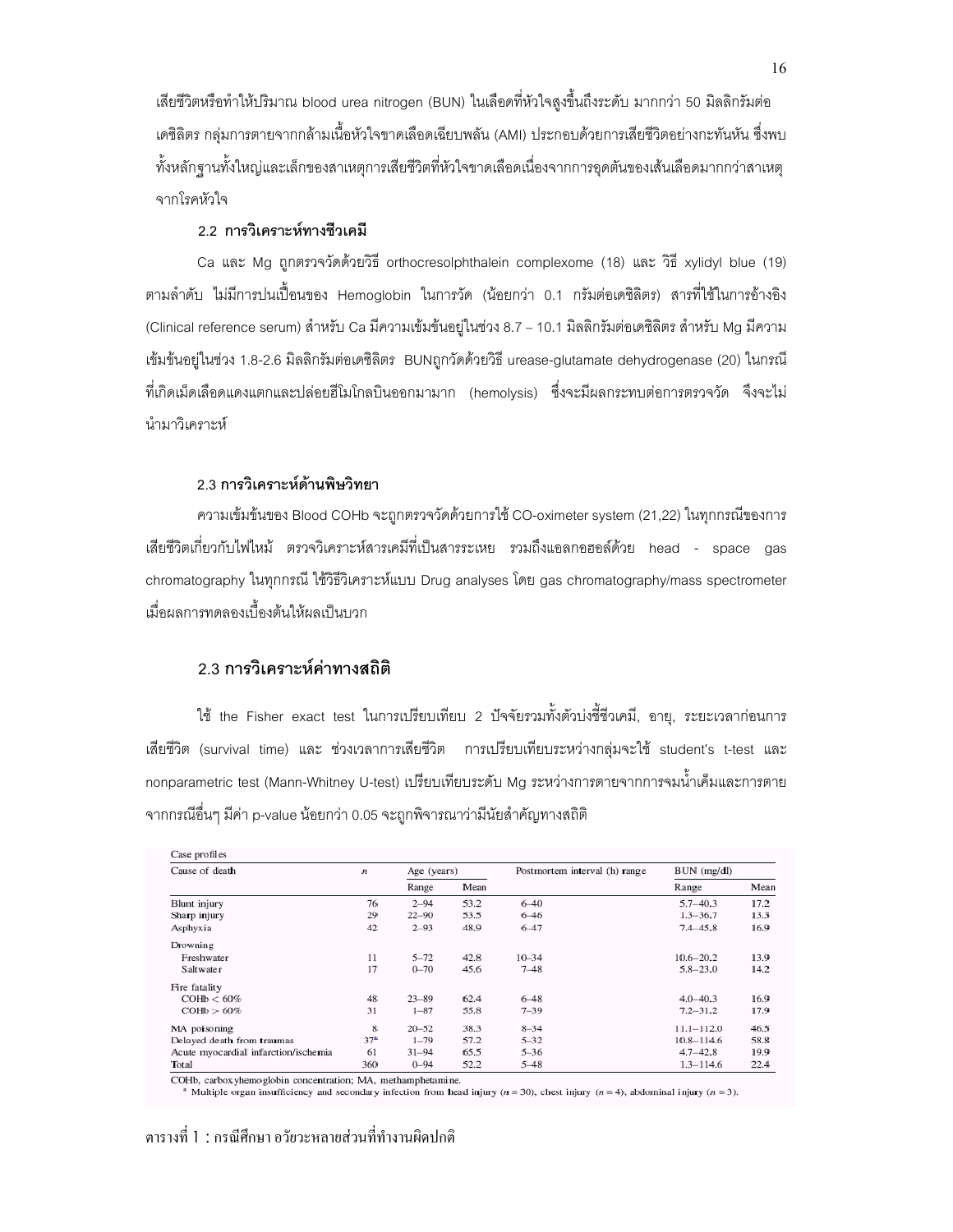เสียชีวิตหรือทำให้ปริมาณ blood urea nitrogen (BUN) ในเลือดที่หัวใจสูงขึ้นถึงระดับ มากกว่า 50 มิลลิกรัมต่อเดซิลิตร กลุ่มการตายจากกล้ามเนื้อหัวใจขาดเลือดเฉียบพลัน (AMI) ประกอบด้วยการเสียชีวิตอย่างกะทันหัน ซึ่งพบทั้งหลักฐานทั้งใหญ่และเล็กของสาเหตุการเสียชีวิตที่หัวใจขาดเลือดเนื่องจากการอุดตันของเส้นเลือดมากกว่าสาเหตุจากโรคหัวใจ

### 2.2 การวิเคราะห์ทางชีวเคมี

Ca และ Mg ถูกตรวจวัดด้วยวิธี orthocresolphthalein complexome (18) และ วิธี xylidyl blue (19) ตามลำดับ ไม่มีการปนเปื้อนของ Hemoglobin ในการวัด (น้อยกว่า 0.1 กรัมต่อเดซิลิตร) สารที่ใช้ในการอ้างอิง (Clinical reference serum) สำหรับ Ca มีความเข้มข้นอยู่ในช่วง 8.7 – 10.1 มิลลิกรัมต่อเดซิลิตร สำหรับ Mg มีความเข้มข้นอยู่ในช่วง 1.8-2.6 มิลลิกรัมต่อเดซิลิตร BUNถูกวัดด้วยวิธี urease-glutamate dehydrogenase (20) ในกรณีที่เกิดเม็ดเลือดแดงแตกและปล่อยฮีโมโกลบินออกมามาก (hemolysis) ซึ่งจะมีผลกระทบต่อการตรวจวัด จึงจะไม่นำมาวิเคราะห์

### 2.3 การวิเคราะห์ด้านพิษวิทยา

ความเข้มข้นของ Blood COHb จะถูกตรวจวัดด้วยการใช้ CO-oximeter system (21,22) ในทุกกรณีของการเสียชีวิตเกี่ยวกับไฟไหม้ ตรวจวิเคราะห์สารเคมีที่เป็นสารระเหย รวมถึงแอลกอฮอล์ด้วย head - space gas chromatography ในทุกกรณี ใช้วิธีวิเคราะห์แบบ Drug analyses โดย gas chromatography/mass spectrometer เมื่อผลการทดลองเบื้องต้นให้ผลเป็นบวก

### 2.3 การวิเคราะห์ค่าทางสถิติ

ใช้ the Fisher exact test ในการเปรียบเทียบ 2 ปัจจัยรวมทั้งตัวบ่งชี้ชีวเคมี, อายุ, ระยะเวลาก่อนการเสียชีวิต (survival time) และ ช่วงเวลาการเสียชีวิต การเปรียบเทียบระหว่างกลุ่มจะใช้ student's t-test และ nonparametric test (Mann-Whitney U-test) เปรียบเทียบระดับ Mg ระหว่างการตายจากการจมน้ำเค็มและการตายจากกรณีอื่นๆ มีค่า p-value น้อยกว่า 0.05 จะถูกพิจารณาว่ามีนัยสำคัญทางสถิติ

Case profiles

| Cause of death | $n$ | Age (years) | | Postmortem interval (h) range | BUN (mg/dl) | |
|---|---|---|---|---|---|---|
| | | Range | Mean | | Range | Mean |
| Blunt injury | 76 | 2–94 | 53.2 | 6–40 | 5.7–40.3 | 17.2 |
| Sharp injury | 29 | 22–90 | 53.5 | 6–46 | 1.3–36.7 | 13.3 |
| Asphyxia | 42 | 2–93 | 48.9 | 6–47 | 7.4–45.8 | 16.9 |
| Drowning | | | | | | |
| Freshwater | 11 | 5–72 | 42.8 | 10–34 | 10.6–20.2 | 13.9 |
| Saltwater | 17 | 0–70 | 45.6 | 7–48 | 5.8–23.0 | 14.2 |
| Fire fatality | | | | | | |
| COHb < 60% | 48 | 23–89 | 62.4 | 6–48 | 4.0–40.3 | 16.9 |
| COHb > 60% | 31 | 1–87 | 55.8 | 7–39 | 7.2–31.2 | 17.9 |
| MA poisoning | 8 | 20–52 | 38.3 | 8–34 | 11.1–112.0 | 46.5 |
| Delayed death from traumas | 37[a] | 1–79 | 57.2 | 5–32 | 10.8–114.6 | 58.8 |
| Acute myocardial infarction/ischemia | 61 | 31–94 | 65.5 | 5–36 | 4.7–42.8 | 19.9 |
| Total | 360 | 0–94 | 52.2 | 5–48 | 1.3–114.6 | 22.4 |

COHb, carboxyhemoglobin concentration; MA, methamphetamine.

[a] Multiple organ insufficiency and secondary infection from head injury ($n = 30$), chest injury ($n = 4$), abdominal injury ($n = 3$).

ตารางที่ 1 : กรณีศึกษา อวัยวะหลายส่วนที่ทำงานผิดปกติ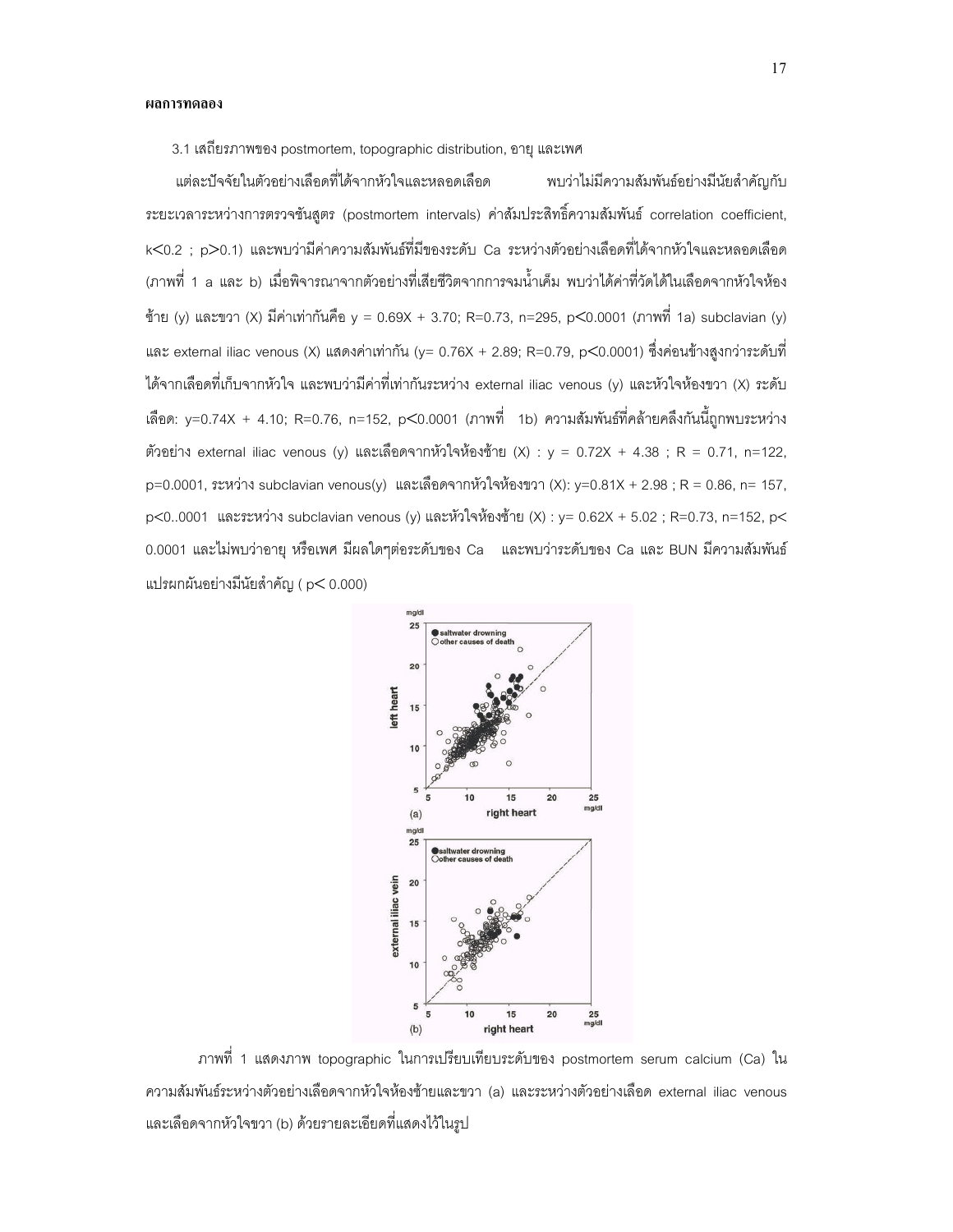**ผลการทดลอง**

3.1 เสถียรภาพของ postmortem, topographic distribution, อายุ และเพศ

แต่ละปัจจัยในตัวอย่างเลือดที่ได้จากหัวใจและหลอดเลือด พบว่าไม่มีความสัมพันธ์อย่างมีนัยสำคัญกับระยะเวลาระหว่างการตรวจชันสูตร (postmortem intervals) ค่าสัมประสิทธิ์ความสัมพันธ์ correlation coefficient, $k<0.2$ ; $p>0.1$) และพบว่ามีค่าความสัมพันธ์ที่มีของระดับ Ca ระหว่างตัวอย่างเลือดที่ได้จากหัวใจและหลอดเลือด (ภาพที่ 1 a และ b) เมื่อพิจารณาจากตัวอย่างที่เสียชีวิตจากการจมน้ำเค็ม พบว่าได้ค่าที่วัดได้ในเลือดจากหัวใจห้องซ้าย (y) และขวา (X) มีค่าเท่ากันคือ $y = 0.69X + 3.70$; $R=0.73$, $n=295$, $p<0.0001$ (ภาพที่ 1a) subclavian (y) และ external iliac venous (X) แสดงค่าเท่ากัน ($y= 0.76X + 2.89$; $R=0.79$, $p<0.0001$) ซึ่งค่อนข้างสูงกว่าระดับที่ได้จากเลือดที่เก็บจากหัวใจ และพบว่ามีค่าที่เท่ากันระหว่าง external iliac venous (y) และหัวใจห้องขวา (X) ระดับเลือด: $y=0.74X + 4.10$; $R=0.76$, $n=152$, $p<0.0001$ (ภาพที่ 1b) ความสัมพันธ์ที่คล้ายคลึงกันนี้ถูกพบระหว่างตัวอย่าง external iliac venous (y) และเลือดจากหัวใจห้องซ้าย (X) : $y = 0.72X + 4.38$ ; $R = 0.71$, $n=122$, $p=0.0001$, ระหว่าง subclavian venous(y) และเลือดจากหัวใจห้องขวา (X): $y=0.81X + 2.98$ ; $R = 0.86$, $n= 157$, $p<0..0001$ และระหว่าง subclavian venous (y) และหัวใจห้องซ้าย (X) : $y= 0.62X + 5.02$ ; $R=0.73$, $n=152$, $p< 0.0001$ และไม่พบว่าอายุ หรือเพศ มีผลใดๆต่อระดับของ Ca และพบว่าระดับของ Ca และ BUN มีความสัมพันธ์แปรผกผันอย่างมีนัยสำคัญ ( $p< 0.000$)

ภาพที่ 1 แสดงภาพ topographic ในการเปรียบเทียบระดับของ postmortem serum calcium (Ca) ในความสัมพันธ์ระหว่างตัวอย่างเลือดจากหัวใจห้องซ้ายและขวา (a) และระหว่างตัวอย่างเลือด external iliac venous และเลือดจากหัวใจขวา (b) ด้วยรายละเอียดที่แสดงไว้ในรูป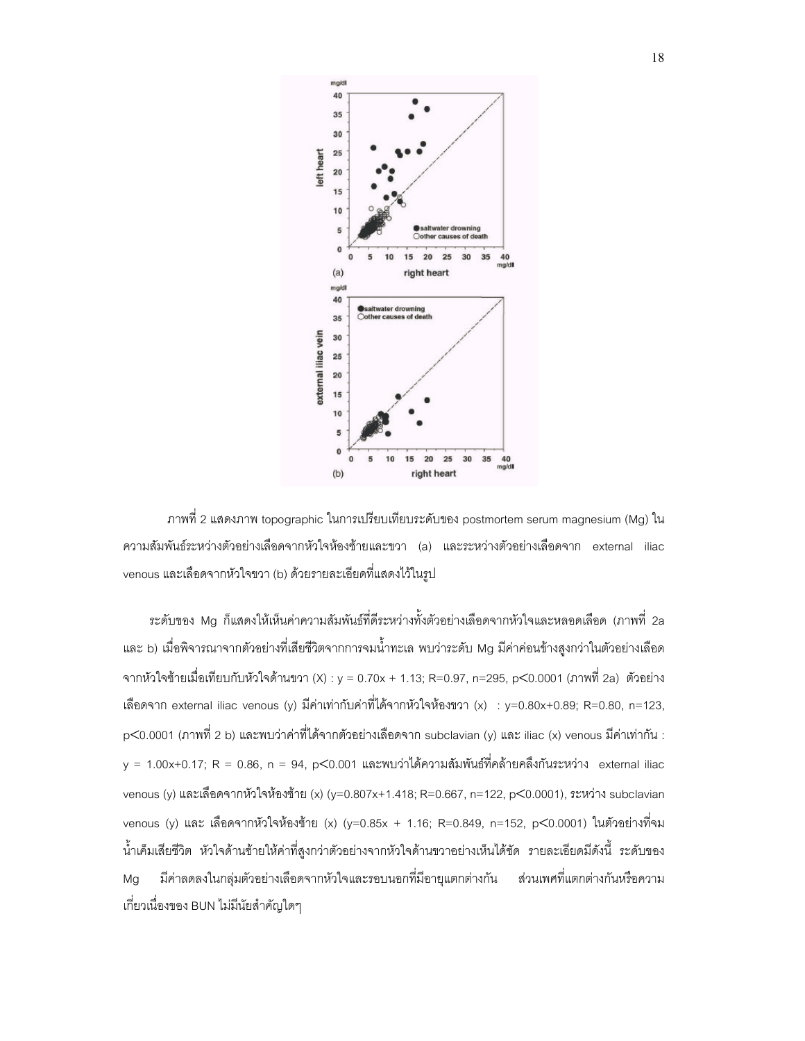ภาพที่ 2 แสดงภาพ topographic ในการเปรียบเทียบระดับของ postmortem serum magnesium (Mg) ในความสัมพันธ์ระหว่างตัวอย่างเลือดจากหัวใจห้องซ้ายและขวา (a) และระหว่างตัวอย่างเลือดจาก external iliac venous และเลือดจากหัวใจขวา (b) ด้วยรายละเอียดที่แสดงไว้ในรูป

ระดับของ Mg ก็แสดงให้เห็นค่าความสัมพันธ์ที่ดีระหว่างทั้งตัวอย่างเลือดจากหัวใจและหลอดเลือด (ภาพที่ 2a และ b) เมื่อพิจารณาจากตัวอย่างที่เสียชีวิตจากการจมน้ำทะเล พบว่าระดับ Mg มีค่าค่อนข้างสูงกว่าในตัวอย่างเลือดจากหัวใจซ้ายเมื่อเทียบกับหัวใจด้านขวา (X) : $y = 0.70x + 1.13$; $R=0.97$, $n=295$, $p<0.0001$ (ภาพที่ 2a) ตัวอย่างเลือดจาก external iliac venous (y) มีค่าเท่ากับค่าที่ได้จากหัวใจห้องขวา (x) : $y=0.80x+0.89$; $R=0.80$, $n=123$, $p<0.0001$ (ภาพที่ 2 b) และพบว่าค่าที่ได้จากตัวอย่างเลือดจาก subclavian (y) และ iliac (x) venous มีค่าเท่ากัน : $y = 1.00x+0.17$; $R = 0.86$, $n = 94$, $p<0.001$ และพบว่าได้ความสัมพันธ์ที่คล้ายคลึงกันระหว่าง external iliac venous (y) และเลือดจากหัวใจห้องซ้าย (x) ($y=0.807x+1.418$; $R=0.667$, $n=122$, $p<0.0001$), ระหว่าง subclavian venous (y) และ เลือดจากหัวใจห้องซ้าย (x) ($y=0.85x + 1.16$; $R=0.849$, $n=152$, $p<0.0001$) ในตัวอย่างที่จมน้ำเค็มเสียชีวิต หัวใจด้านซ้ายให้ค่าที่สูงกว่าตัวอย่างจากหัวใจด้านขวาอย่างเห็นได้ชัด รายละเอียดมีดังนี้ ระดับของ Mg มีค่าลดลงในกลุ่มตัวอย่างเลือดจากหัวใจและรอบนอกที่มีอายุแตกต่างกัน ส่วนเพศที่แตกต่างกันหรือความเกี่ยวเนื่องของ BUN ไม่มีนัยสำคัญใดๆ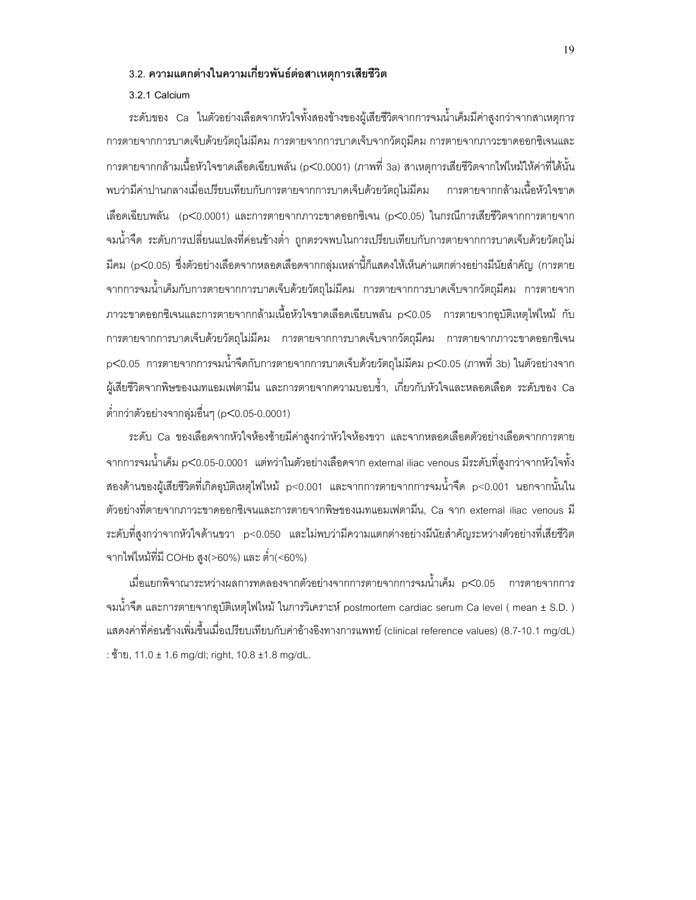### 3.2. ความแตกต่างในความเกี่ยวพันธ์ต่อสาเหตุการเสียชีวิต

#### 3.2.1 Calcium

ระดับของ Ca ในตัวอย่างเลือดจากหัวใจทั้งสองข้างของผู้เสียชีวิตจากการจมน้ำเค็มมีค่าสูงกว่าจากสาเหตุการการตายจากการบาดเจ็บด้วยวัตถุไม่มีคม การตายจากการบาดเจ็บจากวัตถุมีคม การตายจากภาวะขาดออกซิเจนและการตายจากกล้ามเนื้อหัวใจขาดเลือดเฉียบพลัน ($p<0.0001$) (ภาพที่ 3a) สาเหตุการเสียชีวิตจากไฟไหม้ให้ค่าที่ได้นั้นพบว่ามีค่าปานกลางเมื่อเปรียบเทียบกับการตายจากการบาดเจ็บด้วยวัตถุไม่มีคม การตายจากกล้ามเนื้อหัวใจขาดเลือดเฉียบพลัน ($p<0.0001$) และการตายจากภาวะขาดออกซิเจน ($p<0.05$) ในกรณีการเสียชีวิตจากการตายจากจมน้ำจืด ระดับการเปลี่ยนแปลงที่ค่อนข้างต่ำ ถูกตรวจพบในการเปรียบเทียบกับการตายจากการบาดเจ็บด้วยวัตถุไม่มีคม ($p<0.05$) ซึ่งตัวอย่างเลือดจากหลอดเลือดจากกลุ่มเหล่านี้ก็แสดงให้เห็นค่าแตกต่างอย่างมีนัยสำคัญ (การตายจากการจมน้ำเค็มกับการตายจากการบาดเจ็บด้วยวัตถุไม่มีคม การตายจากการบาดเจ็บจากวัตถุมีคม การตายจากภาวะขาดออกซิเจนและการตายจากกล้ามเนื้อหัวใจขาดเลือดเฉียบพลัน $p<0.05$ การตายจากอุบัติเหตุไฟไหม้ กับการตายจากการบาดเจ็บด้วยวัตถุไม่มีคม การตายจากการบาดเจ็บจากวัตถุมีคม การตายจากภาวะขาดออกซิเจน $p<0.05$ การตายจากการจมน้ำจืดกับการตายจากการบาดเจ็บด้วยวัตถุไม่มีคม $p<0.05$ (ภาพที่ 3b) ในตัวอย่างจากผู้เสียชีวิตจากพิษของเมทแอมเฟตามีน และการตายจากความบอบช้ำ, เกี่ยวกับหัวใจและหลอดเลือด ระดับของ Ca ต่ำกว่าตัวอย่างจากลุ่มอื่นๆ ($p<0.05$-$0.0001$)

ระดับ Ca ของเลือดจากหัวใจห้องซ้ายมีค่าสูงกว่าหัวใจห้องขวา และจากหลอดเลือดตัวอย่างเลือดจากการตายจากการจมน้ำเค็ม $p<0.05$-$0.0001$ แต่ทว่าในตัวอย่างเลือดจาก external iliac venous มีระดับที่สูงกว่าจากหัวใจทั้งสองด้านของผู้เสียชีวิตที่เกิดอุบัติเหตุไฟไหม้ $p<0.001$ และจากการตายจากการจมน้ำจืด $p<0.001$ นอกจากนั้นในตัวอย่างที่ตายจากภาวะขาดออกซิเจนและการตายจากพิษของเมทแอมเฟตามีน, Ca จาก external iliac venous มีระดับที่สูงกว่าจากหัวใจด้านขวา $p<0.050$ และไม่พบว่ามีความแตกต่างอย่างมีนัยสำคัญระหว่างตัวอย่างที่เสียชีวิตจากไฟไหม้ที่มี COHb สูง(>60%) และ ต่ำ(<60%)

เมื่อแยกพิจาณาระหว่างผลการทดลองจากตัวอย่างจากการตายจากการจมน้ำเค็ม $p<0.05$ การตายจากการจมน้ำจืด และการตายจากอุบัติเหตุไฟไหม้ ในการวิเคราะห์ postmortem cardiac serum Ca level ( mean ± S.D. ) แสดงค่าที่ค่อนข้างเพิ่มขึ้นเมื่อเปรียบเทียบกับค่าอ้างอิงทางการแพทย์ (clinical reference values) (8.7-10.1 mg/dL) : ซ้าย, 11.0 ± 1.6 mg/dl; right, 10.8 ±1.8 mg/dL.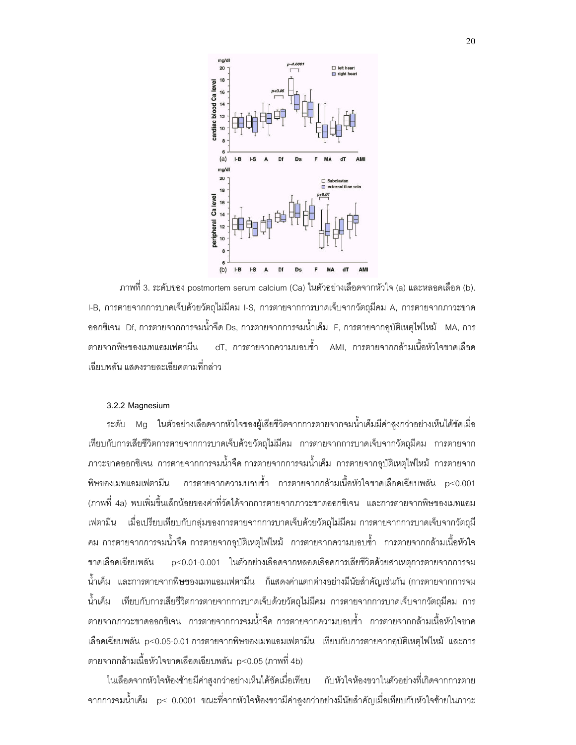ภาพที่ 3. ระดับของ postmortem serum calcium (Ca) ในตัวอย่างเลือดจากหัวใจ (a) และหลอดเลือด (b). I-B, การตายจากการบาดเจ็บด้วยวัตถุไม่มีคม I-S, การตายจากการบาดเจ็บจากวัตถุมีคม A, การตายจากภาวะขาดออกซิเจน Df, การตายจากการจมน้ำจืด Ds, การตายจากการจมน้ำเค็ม F, การตายจากอุบัติเหตุไฟไหม้ MA, การตายจากพิษของเมทแอมเฟตามีน dT, การตายจากความบอบช้ำ AMI, การตายจากกล้ามเนื้อหัวใจขาดเลือดเฉียบพลัน แสดงรายละเอียดตามที่กล่าว

### 3.2.2 Magnesium

ระดับ Mg ในตัวอย่างเลือดจากหัวใจของผู้เสียชีวิตจากการตายจากจมน้ำเค็มมีค่าสูงกว่าอย่างเห็นได้ชัดเมื่อเทียบกับการเสียชีวิตการตายจากการบาดเจ็บด้วยวัตถุไม่มีคม การตายจากการบาดเจ็บจากวัตถุมีคม การตายจากภาวะขาดออกซิเจน การตายจากการจมน้ำจืด การตายจากการจมน้ำเค็ม การตายจากอุบัติเหตุไฟไหม้ การตายจากพิษของเมทแอมเฟตามีน การตายจากความบอบช้ำ การตายจากกล้ามเนื้อหัวใจขาดเลือดเฉียบพลัน $p<0.001$ (ภาพที่ 4a) พบเพิ่มขึ้นเล็กน้อยของค่าที่วัดได้จากการตายจากภาวะขาดออกซิเจน และการตายจากพิษของเมทแอมเฟตามีน เมื่อเปรียบเทียบกับกลุ่มของการตายจากการบาดเจ็บด้วยวัตถุไม่มีคม การตายจากการบาดเจ็บจากวัตถุมีคม การตายจากการจมน้ำจืด การตายจากอุบัติเหตุไฟไหม้ การตายจากความบอบช้ำ การตายจากกล้ามเนื้อหัวใจขาดเลือดเฉียบพลัน $p<0.01$-$0.001$ ในตัวอย่างเลือดจากหลอดเลือดการเสียชีวิตด้วยสาเหตุการตายจากการจมน้ำเค็ม และการตายจากพิษของเมทแอมเฟตามีน ก็แสดงค่าแตกต่างอย่างมีนัยสำคัญเช่นกัน (การตายจากการจมน้ำเค็ม เทียบกับการเสียชีวิตการตายจากการบาดเจ็บด้วยวัตถุไม่มีคม การตายจากการบาดเจ็บจากวัตถุมีคม การตายจากภาวะขาดออกซิเจน การตายจากการจมน้ำจืด การตายจากความบอบช้ำ การตายจากกล้ามเนื้อหัวใจขาดเลือดเฉียบพลัน $p<0.05$-$0.01$ การตายจากพิษของเมทแอมเฟตามีน เทียบกับการตายจากอุบัติเหตุไฟไหม้ และการตายจากกล้ามเนื้อหัวใจขาดเลือดเฉียบพลัน $p<0.05$ (ภาพที่ 4b)

ในเลือดจากหัวใจห้องซ้ายมีค่าสูงกว่าอย่างเห็นได้ชัดเมื่อเทียบ กับหัวใจห้องขวาในตัวอย่างที่เกิดจากการตายจากการจมน้ำเค็ม $p< 0.0001$ ขณะที่จากหัวใจห้องขวามีค่าสูงกว่าอย่างมีนัยสำคัญเมื่อเทียบกับหัวใจซ้ายในภาวะ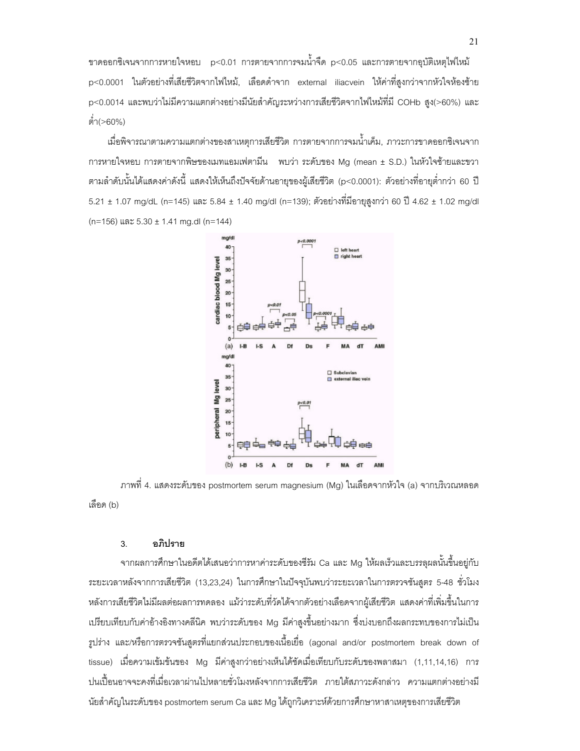ขาดออกซิเจนจากการหายใจหอบ $p<0.01$ การตายจากการจมน้ำจืด $p<0.05$ และการตายจากอุบัติเหตุไฟไหม้ $p<0.0001$ ในตัวอย่างที่เสียชีวิตจากไฟไหม้, เลือดดำจาก external iliacvein ให้ค่าที่สูงกว่าจากหัวใจห้องซ้าย $p<0.0014$ และพบว่าไม่มีความแตกต่างอย่างมีนัยสำคัญระหว่างการเสียชีวิตจากไฟไหม้ที่มี COHb สูง(>60%) และต่ำ(>60%)

เมื่อพิจารณาตามความแตกต่างของสาเหตุการเสียชีวิต การตายจากการจมน้ำเค็ม, ภาวะการขาดออกซิเจนจากการหายใจหอบ การตายจากพิษของเมทแอมเฟตามีน พบว่า ระดับของ Mg (mean ± S.D.) ในหัวใจซ้ายและขวาตามลำดับนั้นได้แสดงค่าดังนี้ แสดงให้เห็นถึงปัจจัยด้านอายุของผู้เสียชีวิต ($p<0.0001$): ตัวอย่างที่อายุต่ำกว่า 60 ปี 5.21 ± 1.07 mg/dL (n=145) และ 5.84 ± 1.40 mg/dl (n=139); ตัวอย่างที่มีอายุสูงกว่า 60 ปี 4.62 ± 1.02 mg/dl (n=156) และ 5.30 ± 1.41 mg.dl (n=144)

ภาพที่ 4. แสดงระดับของ postmortem serum magnesium (Mg) ในเลือดจากหัวใจ (a) จากบริเวณหลอดเลือด (b)

### 3. อภิปราย

จากผลการศึกษาในอดีตได้เสนอว่าการหาค่าระดับของซีรัม Ca และ Mg ให้ผลเร็วและบรรลุผลนั้นขึ้นอยู่กับระยะเวลาหลังจากการเสียชีวิต (13,23,24) ในการศึกษาในปัจจุบันพบว่าระยะเวลาในการตรวจชันสูตร 5-48 ชั่วโมงหลังการเสียชีวิตไม่มีผลต่อผลการทดลอง แม้ว่าระดับที่วัดได้จากตัวอย่างเลือดจากผู้เสียชีวิต แสดงค่าที่เพิ่มขึ้นในการเปรียบเทียบกับค่าอ้างอิงทางคลีนิค พบว่าระดับของ Mg มีค่าสูงขึ้นอย่างมาก ซึ่งบ่งบอกถึงผลกระทบของการไม่เป็นรูปร่าง และ/หรือการตรวจชันสูตรที่แยกส่วนประกอบของเนื้อเยื่อ (agonal and/or postmortem break down of tissue) เมื่อความเข้มข้นของ Mg มีค่าสูงกว่าอย่างเห็นได้ชัดเมื่อเทียบกับระดับของพลาสมา (1,11,14,16) การปนเปื้อนอาจจะคงที่เมื่อเวลาผ่านไปหลายชั่วโมงหลังจากการเสียชีวิต ภายใต้สภาวะดังกล่าว ความแตกต่างอย่างมีนัยสำคัญในระดับของ postmortem serum Ca และ Mg ได้ถูกวิเคราะห์ด้วยการศึกษาหาสาเหตุของการเสียชีวิต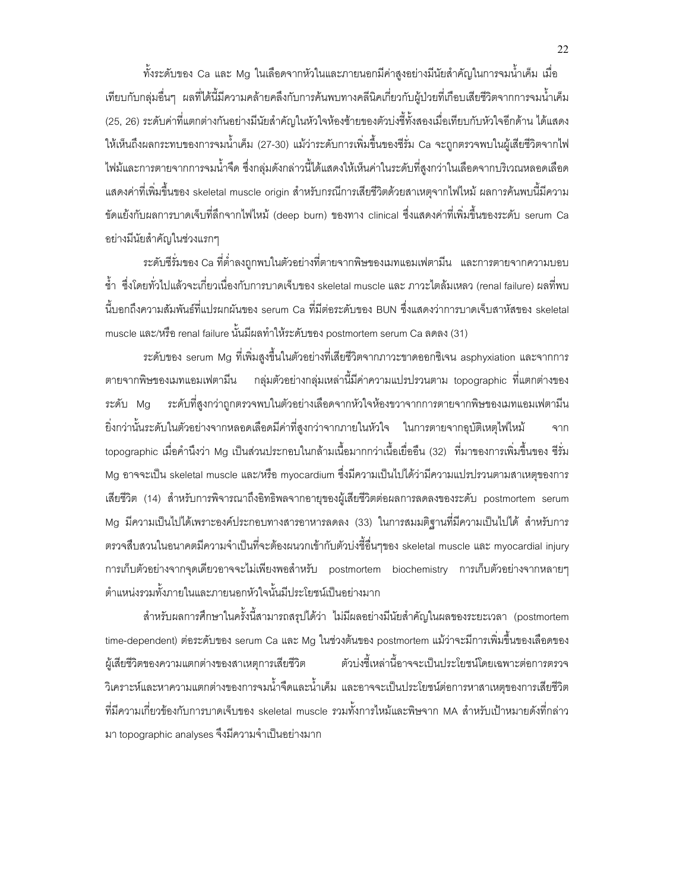ทั้งระดับของ Ca และ Mg ในเลือดจากหัวในและภายนอกมีค่าสูงอย่างมีนัยสำคัญในการจมน้ำเค็ม เมื่อเทียบกับกลุ่มอื่นๆ ผลที่ได้นี้มีความคล้ายคลึงกับการค้นพบทางคลีนิคเกี่ยวกับผู้ป่วยที่เกือบเสียชีวิตจากการจมน้ำเค็ม (25, 26) ระดับค่าที่แตกต่างกันอย่างมีนัยสำคัญในหัวใจห้องซ้ายของตัวบ่งชี้ทั้งสองเมื่อเทียบกับหัวใจอีกด้าน ได้แสดงให้เห็นถึงผลกระทบของการจมน้ำเค็ม (27-30) แม้ว่าระดับการเพิ่มขึ้นของซีรั่ม Ca จะถูกตรวจพบในผู้เสียชีวิตจากไฟไฟม้และการตายจากการจมน้ำจืด ซึ่งกลุ่มดังกล่าวนี้ได้แสดงให้เห็นค่าในระดับที่สูงกว่าในเลือดจากบริเวณหลอดเลือดแสดงค่าที่เพิ่มขึ้นของ skeletal muscle origin สำหรับกรณีการเสียชีวิตด้วยสาเหตุจากไฟไหม้ ผลการค้นพบนี้มีความขัดแย้งกับผลการบาดเจ็บที่ลึกจากไฟไหม้ (deep burn) ของทาง clinical ซึ่งแสดงค่าที่เพิ่มขึ้นของระดับ serum Ca อย่างมีนัยสำคัญในช่วงแรกๆ

ระดับซีรั่มของ Ca ที่ต่ำลงถูกพบในตัวอย่างที่ตายจากพิษของเมทแอมเฟตามีน และการตายจากความบอบช้ำ ซึ่งโดยทั่วไปแล้วจะเกี่ยวเนื่องกับการบาดเจ็บของ skeletal muscle และ ภาวะไตล้มเหลว (renal failure) ผลที่พบนี้บอกถึงความสัมพันธ์ที่แปรผกผันของ serum Ca ที่มีต่อระดับของ BUN ซึ่งแสดงว่าการบาดเจ็บสาหัสของ skeletal muscle และ/หรือ renal failure นั้นมีผลทำให้ระดับของ postmortem serum Ca ลดลง (31)

ระดับของ serum Mg ที่เพิ่มสูงขึ้นในตัวอย่างที่เสียชีวิตจากภาวะขาดออกซิเจน asphyxiation และจากการตายจากพิษของเมทแอมเฟตามีน กลุ่มตัวอย่างกลุ่มเหล่านี้มีค่าความแปรปรวนตาม topographic ที่แตกต่างของระดับ Mg ระดับที่สูงกว่าถูกตรวจพบในตัวอย่างเลือดจากหัวใจห้องขวาจากการตายจากพิษของเมทแอมเฟตามีน ยิ่งกว่านั้นระดับในตัวอย่างจากหลอดเลือดมีค่าที่สูงกว่าจากภายในหัวใจ ในการตายจากอุบัติเหตุไฟไหม้ จาก topographic เมื่อคำนึงว่า Mg เป็นส่วนประกอบในกล้ามเนื้อมากกว่าเนื้อเยื่ออื่น (32) ที่มาของการเพิ่มขึ้นของ ซีรั่ม Mg อาจจะเป็น skeletal muscle และ/หรือ myocardium ซึ่งมีความเป็นไปได้ว่ามีความแปรปรวนตามสาเหตุของการเสียชีวิต (14) สำหรับการพิจารณาถึงอิทธิพลจากอายุของผู้เสียชีวิตต่อผลการลดลงของระดับ postmortem serum Mg มีความเป็นไปได้เพราะองค์ประกอบทางสารอาหารลดลง (33) ในการสมมติฐานที่มีความเป็นไปได้ สำหรับการตรวจสืบสวนในอนาคตมีความจำเป็นที่จะต้องผนวกเข้ากับตัวบ่งชี้อื่นๆของ skeletal muscle และ myocardial injury การเก็บตัวอย่างจากจุดเดียวอาจจะไม่เพียงพอสำหรับ postmortem biochemistry การเก็บตัวอย่างจากหลายๆ ตำแหน่งรวมทั้งภายในและภายนอกหัวใจนั้นมีประโยชน์เป็นอย่างมาก

สำหรับผลการศึกษาในครั้งนี้สามารถสรุปได้ว่า ไม่มีผลอย่างมีนัยสำคัญในผลของระยะเวลา (postmortem time-dependent) ต่อระดับของ serum Ca และ Mg ในช่วงต้นของ postmortem แม้ว่าจะมีการเพิ่มขึ้นของเลือดของผู้เสียชีวิตของความแตกต่างของสาเหตุการเสียชีวิต ตัวบ่งชี้เหล่านี้อาจจะเป็นประโยชน์โดยเฉพาะต่อการตรวจวิเคราะห์และหาความแตกต่างของการจมน้ำจืดและน้ำเค็ม และอาจจะเป็นประโยชน์ต่อการหาสาเหตุของการเสียชีวิตที่มีความเกี่ยวข้องกับการบาดเจ็บของ skeletal muscle รวมทั้งการไหม้และพิษจาก MA สำหรับเป้าหมายดังที่กล่าวมา topographic analyses จึงมีความจำเป็นอย่างมาก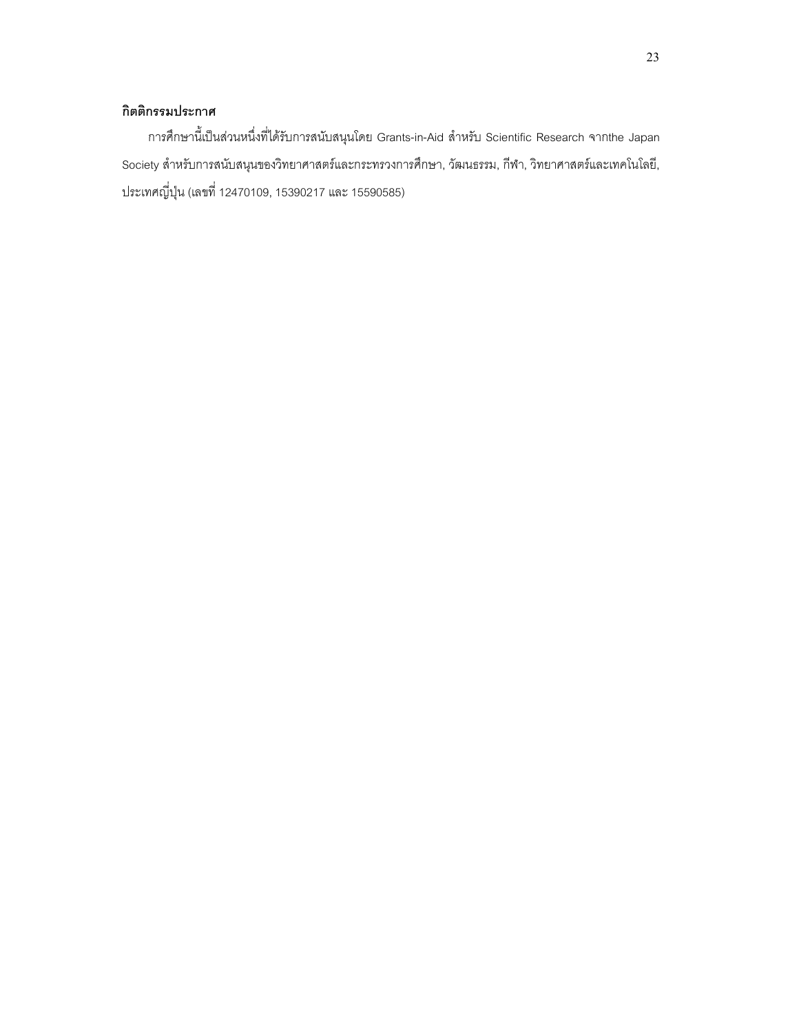**กิตติกรรมประกาศ**

การศึกษานี้เป็นส่วนหนึ่งที่ได้รับการสนับสนุนโดย Grants-in-Aid สำหรับ Scientific Research จากthe Japan Society สำหรับการสนับสนุนของวิทยาศาสตร์และกระทรวงการศึกษา, วัฒนธรรม, กีฬา, วิทยาศาสตร์และเทคโนโลยี, ประเทศญี่ปุ่น (เลขที่ 12470109, 15390217 และ 15590585)